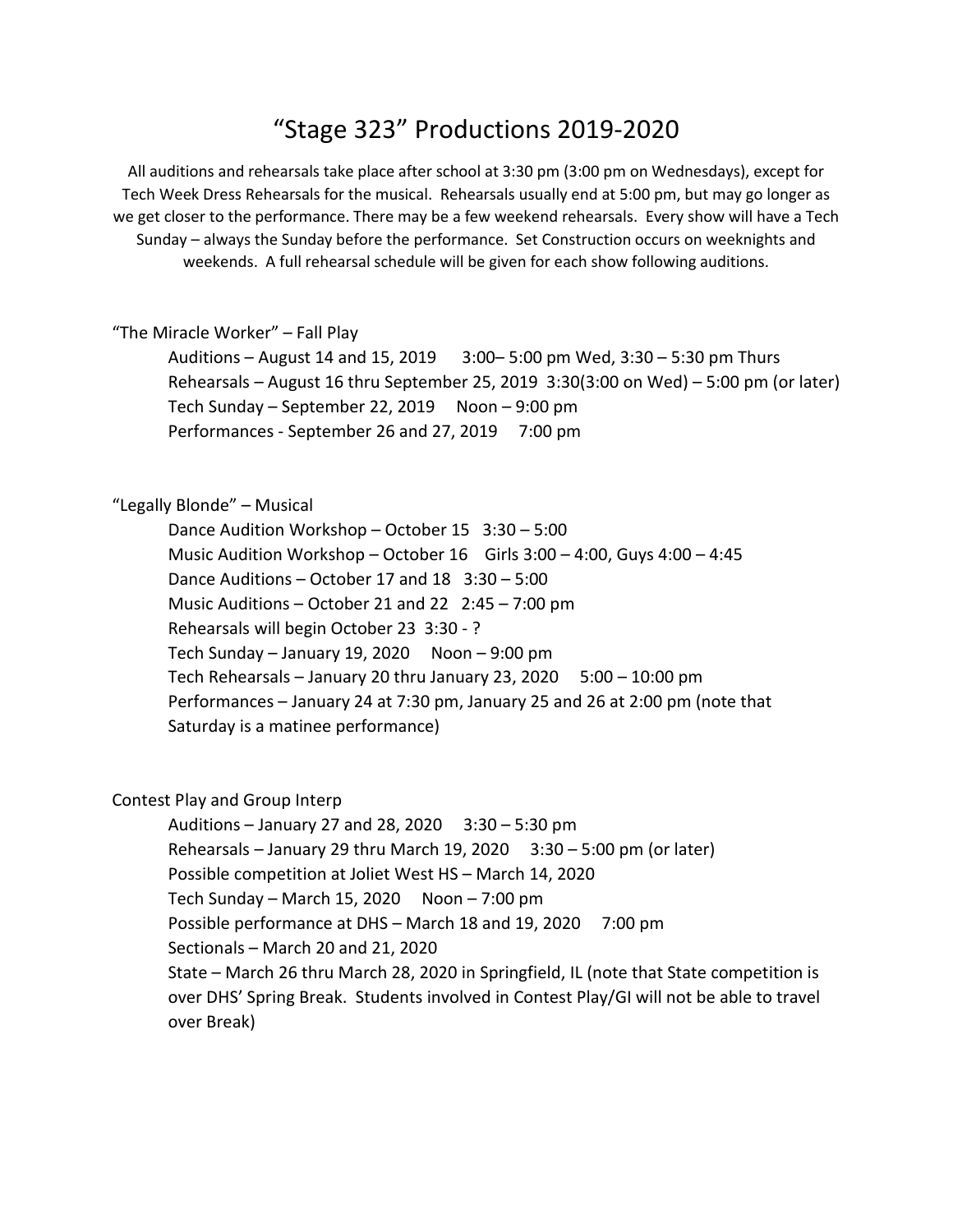# "Stage 323" Productions 2019-2020

All auditions and rehearsals take place after school at 3:30 pm (3:00 pm on Wednesdays), except for Tech Week Dress Rehearsals for the musical. Rehearsals usually end at 5:00 pm, but may go longer as we get closer to the performance. There may be a few weekend rehearsals. Every show will have a Tech Sunday – always the Sunday before the performance. Set Construction occurs on weeknights and weekends. A full rehearsal schedule will be given for each show following auditions.

"The Miracle Worker" – Fall Play

- Auditions – August 14 and 15, 2019 3:00– 5:00 pm Wed, 3:30 – 5:30 pm Thurs
- Rehearsals – August 16 thru September 25, 2019 3:30(3:00 on Wed) – 5:00 pm (or later)
- Tech Sunday – September 22, 2019 Noon – 9:00 pm
- Performances - September 26 and 27, 2019 7:00 pm

"Legally Blonde" – Musical

- Dance Audition Workshop – October 15 3:30 – 5:00
- Music Audition Workshop – October 16 Girls 3:00 – 4:00, Guys 4:00 – 4:45
- Dance Auditions – October 17 and 18 3:30 – 5:00
- Music Auditions – October 21 and 22 2:45 – 7:00 pm
- Rehearsals will begin October 23 3:30 - ?
- Tech Sunday – January 19, 2020 Noon – 9:00 pm
- Tech Rehearsals – January 20 thru January 23, 2020 5:00 – 10:00 pm
- Performances – January 24 at 7:30 pm, January 25 and 26 at 2:00 pm (note that Saturday is a matinee performance)

Contest Play and Group Interp

- Auditions – January 27 and 28, 2020 3:30 – 5:30 pm
- Rehearsals – January 29 thru March 19, 2020 3:30 – 5:00 pm (or later)
- Possible competition at Joliet West HS – March 14, 2020
- Tech Sunday – March 15, 2020 Noon – 7:00 pm
- Possible performance at DHS – March 18 and 19, 2020 7:00 pm
- Sectionals – March 20 and 21, 2020
- State – March 26 thru March 28, 2020 in Springfield, IL (note that State competition is over DHS' Spring Break. Students involved in Contest Play/GI will not be able to travel over Break)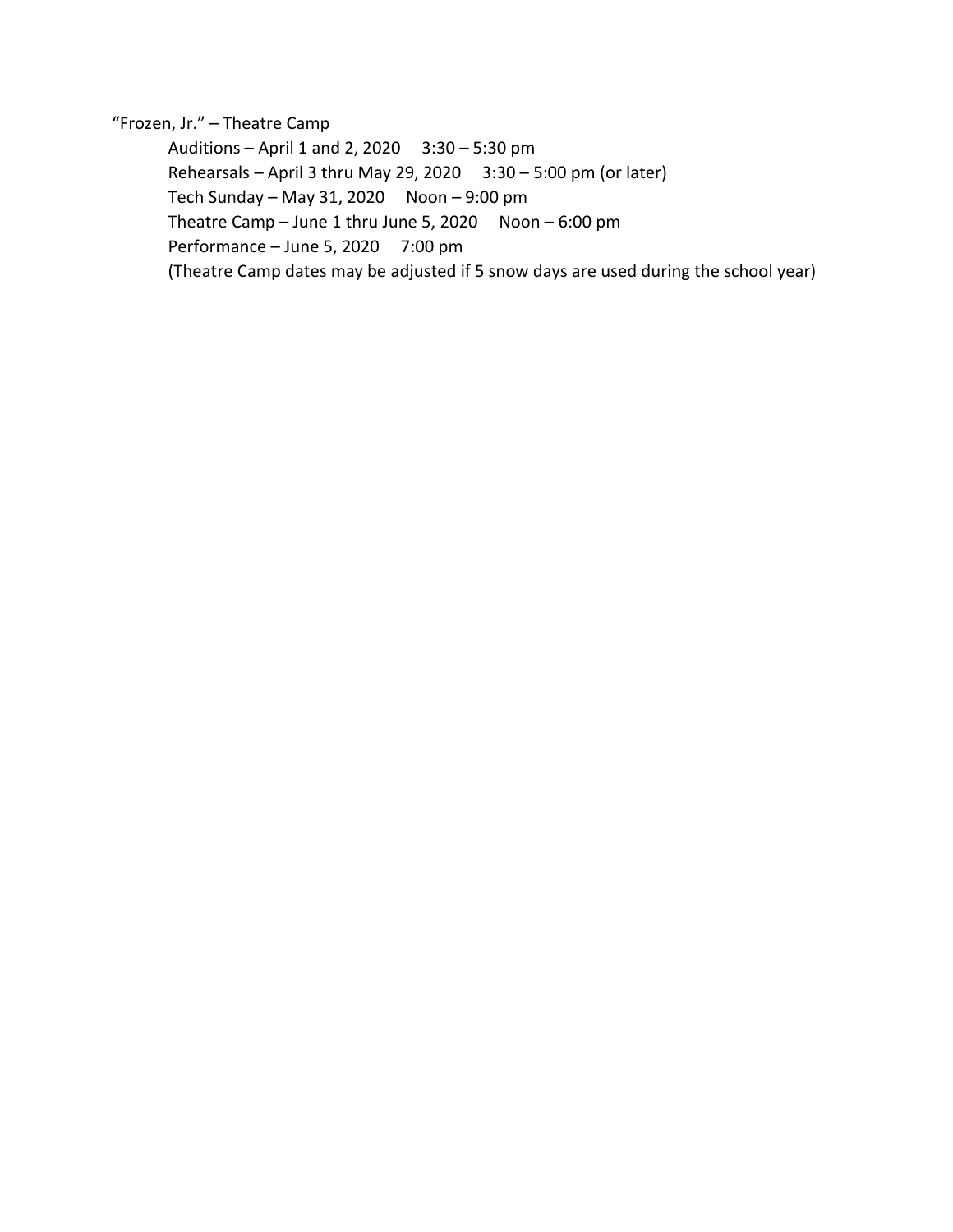"Frozen, Jr." – Theatre Camp

Auditions – April 1 and 2, 2020   3:30 – 5:30 pm
Rehearsals – April 3 thru May 29, 2020   3:30 – 5:00 pm (or later)
Tech Sunday – May 31, 2020   Noon – 9:00 pm
Theatre Camp – June 1 thru June 5, 2020   Noon – 6:00 pm
Performance – June 5, 2020   7:00 pm
(Theatre Camp dates may be adjusted if 5 snow days are used during the school year)